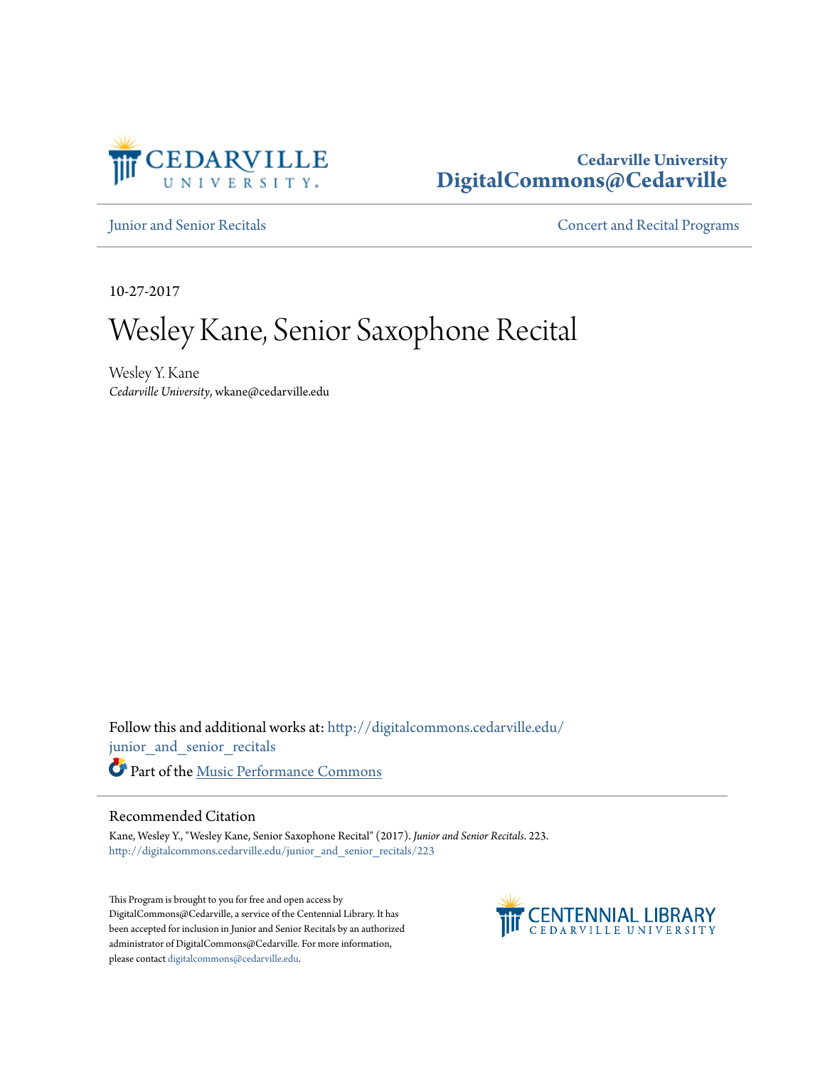Cedarville University
**DigitalCommons@Cedarville**

Junior and Senior Recitals | Concert and Recital Programs

10-27-2017

# Wesley Kane, Senior Saxophone Recital

Wesley Y. Kane
*Cedarville University*, wkane@cedarville.edu

Follow this and additional works at: http://digitalcommons.cedarville.edu/junior_and_senior_recitals

Part of the Music Performance Commons

## Recommended Citation

Kane, Wesley Y., "Wesley Kane, Senior Saxophone Recital" (2017). *Junior and Senior Recitals*. 223.
http://digitalcommons.cedarville.edu/junior_and_senior_recitals/223

This Program is brought to you for free and open access by DigitalCommons@Cedarville, a service of the Centennial Library. It has been accepted for inclusion in Junior and Senior Recitals by an authorized administrator of DigitalCommons@Cedarville. For more information, please contact digitalcommons@cedarville.edu.

CENTENNIAL LIBRARY
CEDARVILLE UNIVERSITY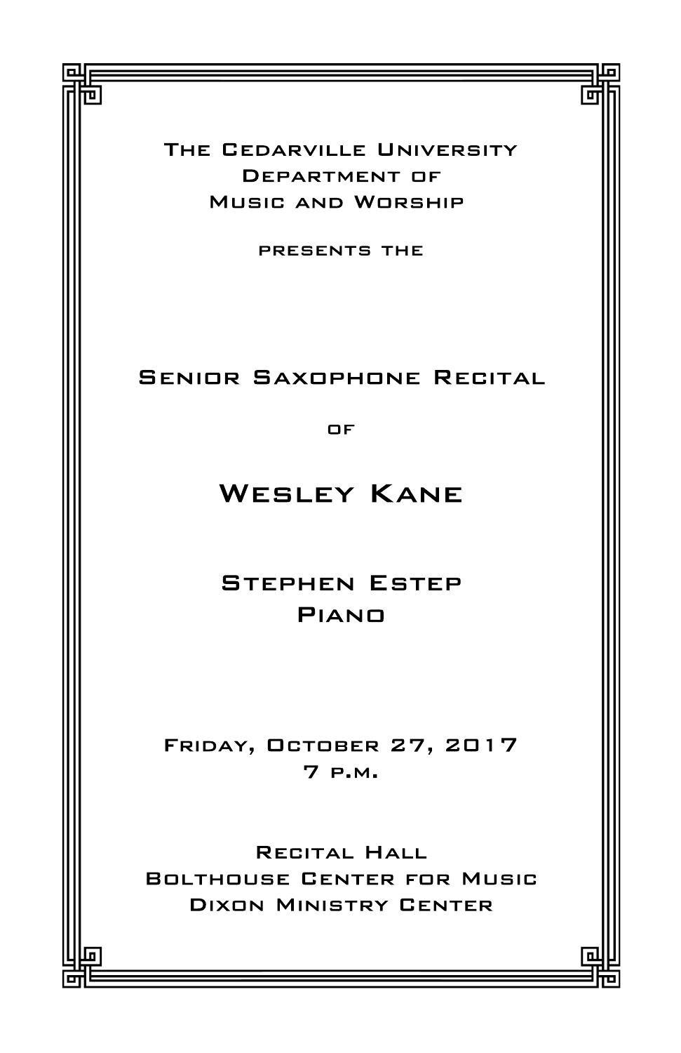The Cedarville University
Department of
Music and Worship

presents the

## Senior Saxophone Recital

of

# Wesley Kane

Stephen Estep
Piano

Friday, October 27, 2017
7 p.m.

Recital Hall
Bolthouse Center for Music
Dixon Ministry Center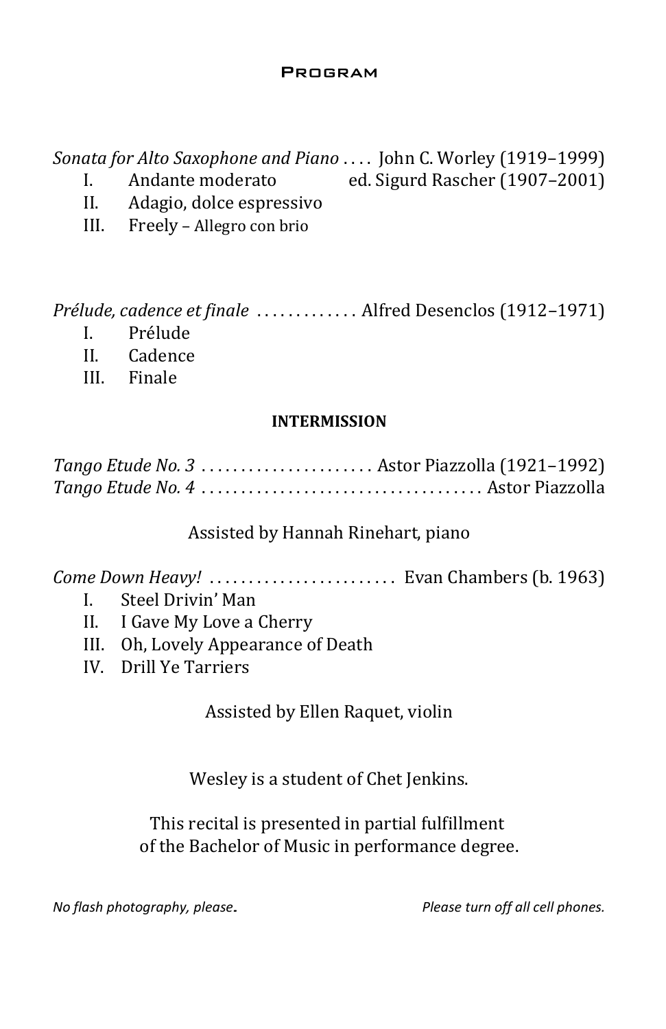## Program

*Sonata for Alto Saxophone and Piano* .... John C. Worley (1919–1999)
ed. Sigurd Rascher (1907–2001)

- I. Andante moderato
- II. Adagio, dolce espressivo
- III. Freely – Allegro con brio

*Prélude, cadence et finale* ............. Alfred Desenclos (1912–1971)

- I. Prélude
- II. Cadence
- III. Finale

**INTERMISSION**

*Tango Etude No. 3* ...................... Astor Piazzolla (1921–1992)
*Tango Etude No. 4* .................................... Astor Piazzolla

Assisted by Hannah Rinehart, piano

*Come Down Heavy!* ........................ Evan Chambers (b. 1963)

- I. Steel Drivin' Man
- II. I Gave My Love a Cherry
- III. Oh, Lovely Appearance of Death
- IV. Drill Ye Tarriers

Assisted by Ellen Raquet, violin

Wesley is a student of Chet Jenkins.

This recital is presented in partial fulfillment
of the Bachelor of Music in performance degree.

*No flash photography, please.* *Please turn off all cell phones.*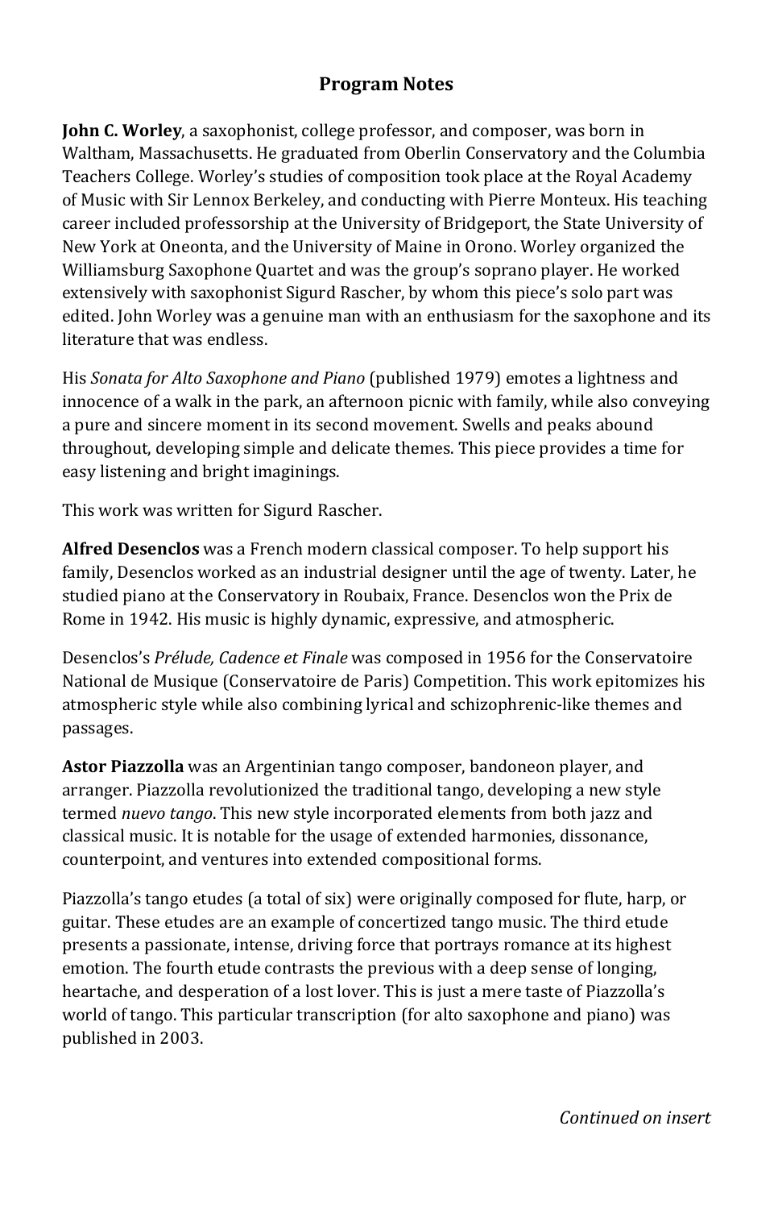# Program Notes

**John C. Worley**, a saxophonist, college professor, and composer, was born in Waltham, Massachusetts. He graduated from Oberlin Conservatory and the Columbia Teachers College. Worley's studies of composition took place at the Royal Academy of Music with Sir Lennox Berkeley, and conducting with Pierre Monteux. His teaching career included professorship at the University of Bridgeport, the State University of New York at Oneonta, and the University of Maine in Orono. Worley organized the Williamsburg Saxophone Quartet and was the group's soprano player. He worked extensively with saxophonist Sigurd Rascher, by whom this piece's solo part was edited. John Worley was a genuine man with an enthusiasm for the saxophone and its literature that was endless.

His *Sonata for Alto Saxophone and Piano* (published 1979) emotes a lightness and innocence of a walk in the park, an afternoon picnic with family, while also conveying a pure and sincere moment in its second movement. Swells and peaks abound throughout, developing simple and delicate themes. This piece provides a time for easy listening and bright imaginings.

This work was written for Sigurd Rascher.

**Alfred Desenclos** was a French modern classical composer. To help support his family, Desenclos worked as an industrial designer until the age of twenty. Later, he studied piano at the Conservatory in Roubaix, France. Desenclos won the Prix de Rome in 1942. His music is highly dynamic, expressive, and atmospheric.

Desenclos's *Prélude, Cadence et Finale* was composed in 1956 for the Conservatoire National de Musique (Conservatoire de Paris) Competition. This work epitomizes his atmospheric style while also combining lyrical and schizophrenic-like themes and passages.

**Astor Piazzolla** was an Argentinian tango composer, bandoneon player, and arranger. Piazzolla revolutionized the traditional tango, developing a new style termed *nuevo tango*. This new style incorporated elements from both jazz and classical music. It is notable for the usage of extended harmonies, dissonance, counterpoint, and ventures into extended compositional forms.

Piazzolla's tango etudes (a total of six) were originally composed for flute, harp, or guitar. These etudes are an example of concertized tango music. The third etude presents a passionate, intense, driving force that portrays romance at its highest emotion. The fourth etude contrasts the previous with a deep sense of longing, heartache, and desperation of a lost lover. This is just a mere taste of Piazzolla's world of tango. This particular transcription (for alto saxophone and piano) was published in 2003.

*Continued on insert*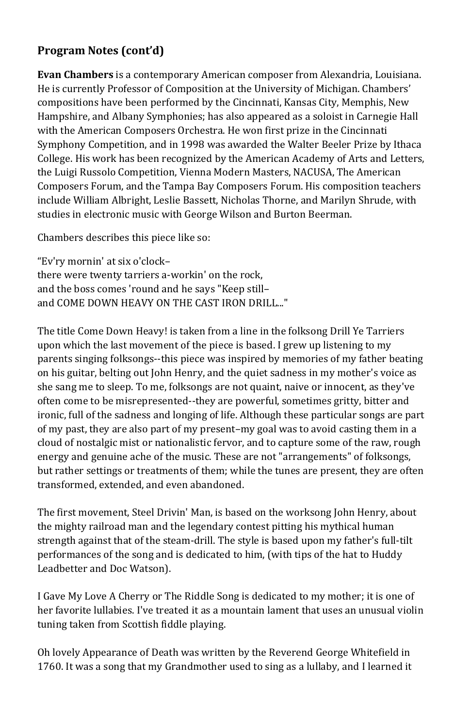## Program Notes (cont'd)

**Evan Chambers** is a contemporary American composer from Alexandria, Louisiana. He is currently Professor of Composition at the University of Michigan. Chambers' compositions have been performed by the Cincinnati, Kansas City, Memphis, New Hampshire, and Albany Symphonies; has also appeared as a soloist in Carnegie Hall with the American Composers Orchestra. He won first prize in the Cincinnati Symphony Competition, and in 1998 was awarded the Walter Beeler Prize by Ithaca College. His work has been recognized by the American Academy of Arts and Letters, the Luigi Russolo Competition, Vienna Modern Masters, NACUSA, The American Composers Forum, and the Tampa Bay Composers Forum. His composition teachers include William Albright, Leslie Bassett, Nicholas Thorne, and Marilyn Shrude, with studies in electronic music with George Wilson and Burton Beerman.

Chambers describes this piece like so:

"Ev'ry mornin' at six o'clock–  
there were twenty tarriers a-workin' on the rock,  
and the boss comes 'round and he says "Keep still–  
and COME DOWN HEAVY ON THE CAST IRON DRILL..."

The title Come Down Heavy! is taken from a line in the folksong Drill Ye Tarriers upon which the last movement of the piece is based. I grew up listening to my parents singing folksongs--this piece was inspired by memories of my father beating on his guitar, belting out John Henry, and the quiet sadness in my mother's voice as she sang me to sleep. To me, folksongs are not quaint, naive or innocent, as they've often come to be misrepresented--they are powerful, sometimes gritty, bitter and ironic, full of the sadness and longing of life. Although these particular songs are part of my past, they are also part of my present–my goal was to avoid casting them in a cloud of nostalgic mist or nationalistic fervor, and to capture some of the raw, rough energy and genuine ache of the music. These are not "arrangements" of folksongs, but rather settings or treatments of them; while the tunes are present, they are often transformed, extended, and even abandoned.

The first movement, Steel Drivin' Man, is based on the worksong John Henry, about the mighty railroad man and the legendary contest pitting his mythical human strength against that of the steam-drill. The style is based upon my father's full-tilt performances of the song and is dedicated to him, (with tips of the hat to Huddy Leadbetter and Doc Watson).

I Gave My Love A Cherry or The Riddle Song is dedicated to my mother; it is one of her favorite lullabies. I've treated it as a mountain lament that uses an unusual violin tuning taken from Scottish fiddle playing.

Oh lovely Appearance of Death was written by the Reverend George Whitefield in 1760. It was a song that my Grandmother used to sing as a lullaby, and I learned it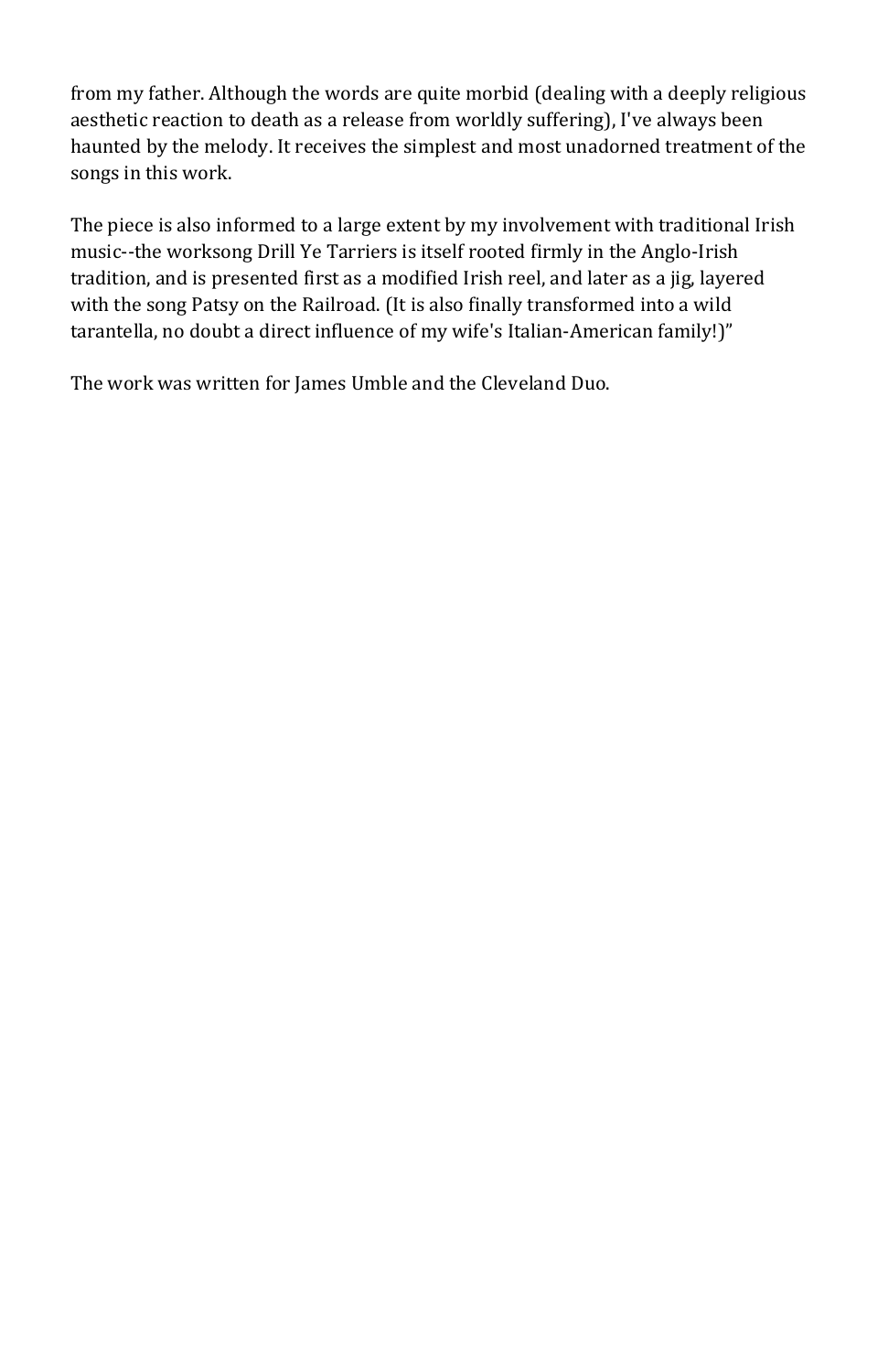from my father. Although the words are quite morbid (dealing with a deeply religious aesthetic reaction to death as a release from worldly suffering), I've always been haunted by the melody. It receives the simplest and most unadorned treatment of the songs in this work.

The piece is also informed to a large extent by my involvement with traditional Irish music--the worksong Drill Ye Tarriers is itself rooted firmly in the Anglo-Irish tradition, and is presented first as a modified Irish reel, and later as a jig, layered with the song Patsy on the Railroad. (It is also finally transformed into a wild tarantella, no doubt a direct influence of my wife's Italian-American family!)"

The work was written for James Umble and the Cleveland Duo.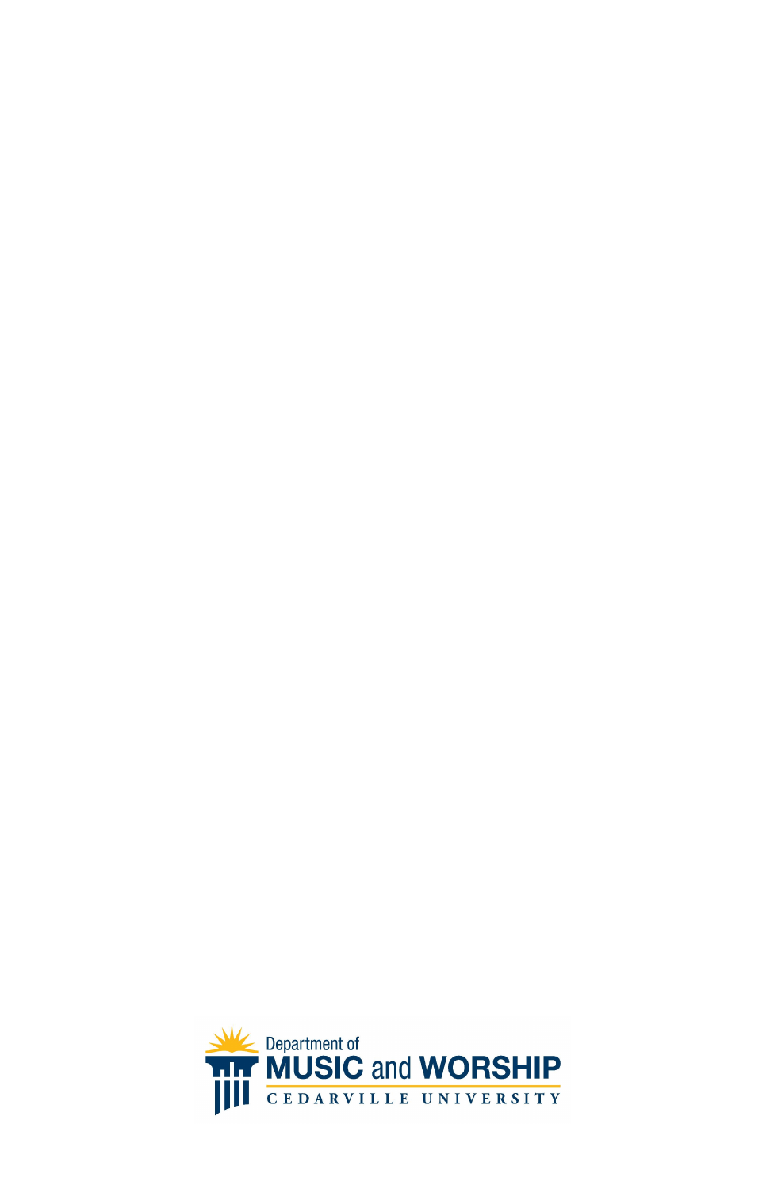Department of
MUSIC and WORSHIP
CEDARVILLE UNIVERSITY